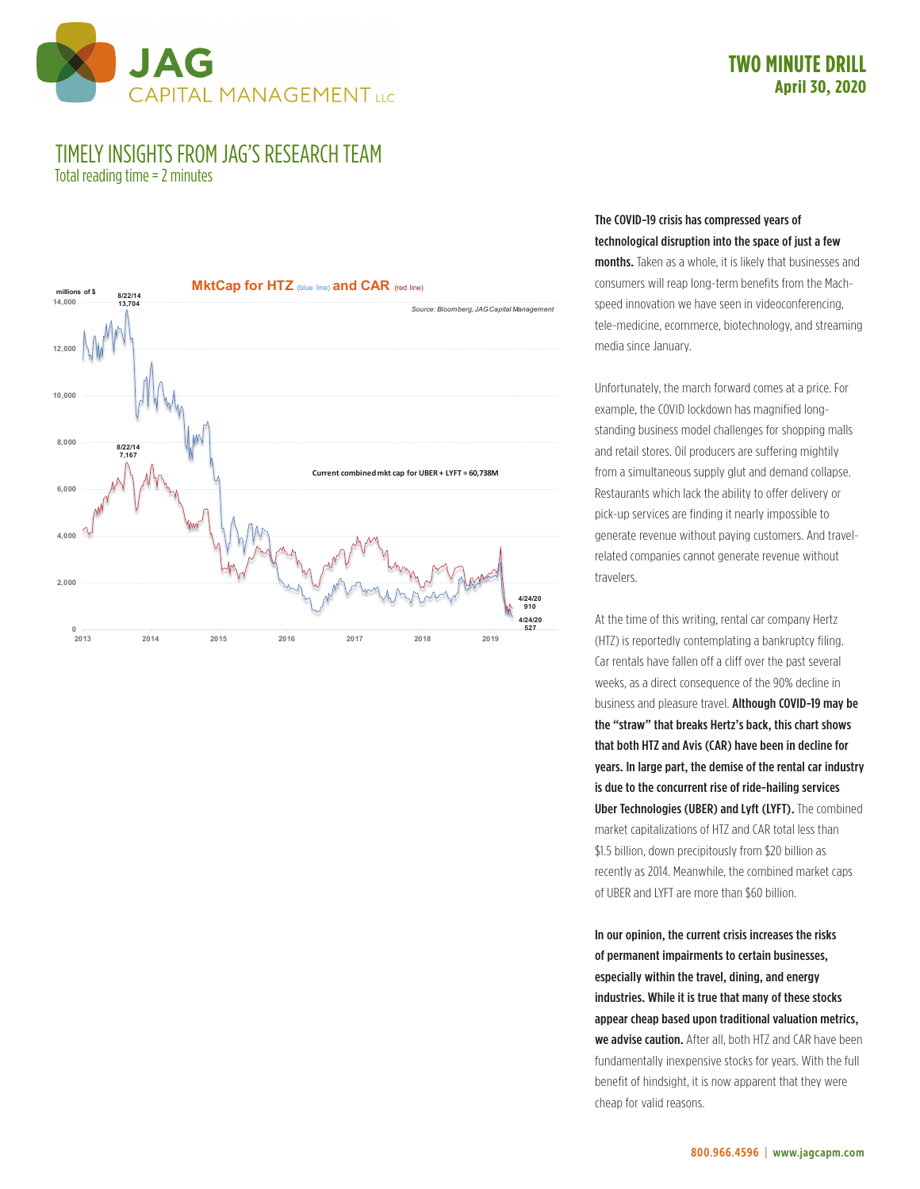# TWO MINUTE DRILL
**April 30, 2020**

## TIMELY INSIGHTS FROM JAG'S RESEARCH TEAM
Total reading time = 2 minutes

**MktCap for HTZ** (blue line) **and CAR** (red line)

millions of $

Source: Bloomberg, JAG Capital Management

8/22/14 13,704

8/22/14 7,167

Current combined mkt cap for UBER + LYFT = 60,738M

4/24/20 910

4/24/20 527

**The COVID-19 crisis has compressed years of technological disruption into the space of just a few months.** Taken as a whole, it is likely that businesses and consumers will reap long-term benefits from the Mach-speed innovation we have seen in videoconferencing, tele-medicine, ecommerce, biotechnology, and streaming media since January.

Unfortunately, the march forward comes at a price. For example, the COVID lockdown has magnified long-standing business model challenges for shopping malls and retail stores. Oil producers are suffering mightily from a simultaneous supply glut and demand collapse. Restaurants which lack the ability to offer delivery or pick-up services are finding it nearly impossible to generate revenue without paying customers. And travel-related companies cannot generate revenue without travelers.

At the time of this writing, rental car company Hertz (HTZ) is reportedly contemplating a bankruptcy filing. Car rentals have fallen off a cliff over the past several weeks, as a direct consequence of the 90% decline in business and pleasure travel. **Although COVID-19 may be the "straw" that breaks Hertz's back, this chart shows that both HTZ and Avis (CAR) have been in decline for years. In large part, the demise of the rental car industry is due to the concurrent rise of ride-hailing services Uber Technologies (UBER) and Lyft (LYFT).** The combined market capitalizations of HTZ and CAR total less than $1.5 billion, down precipitously from $20 billion as recently as 2014. Meanwhile, the combined market caps of UBER and LYFT are more than $60 billion.

**In our opinion, the current crisis increases the risks of permanent impairments to certain businesses, especially within the travel, dining, and energy industries. While it is true that many of these stocks appear cheap based upon traditional valuation metrics, we advise caution.** After all, both HTZ and CAR have been fundamentally inexpensive stocks for years. With the full benefit of hindsight, it is now apparent that they were cheap for valid reasons.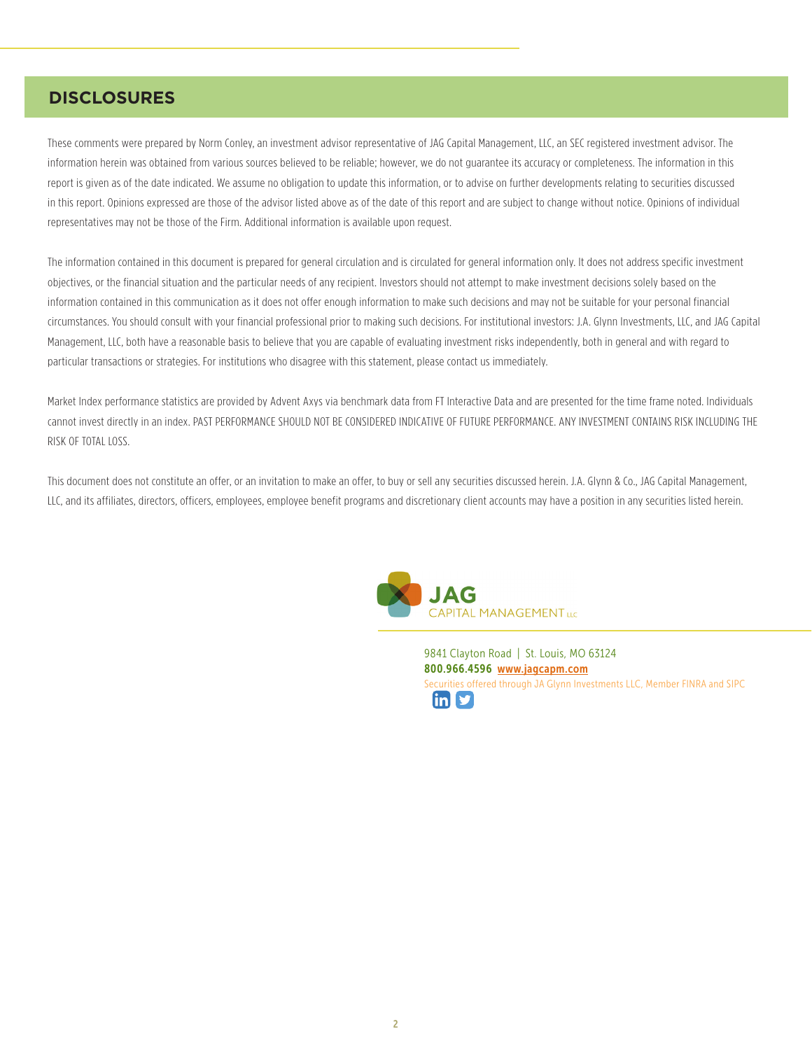## DISCLOSURES

These comments were prepared by Norm Conley, an investment advisor representative of JAG Capital Management, LLC, an SEC registered investment advisor. The information herein was obtained from various sources believed to be reliable; however, we do not guarantee its accuracy or completeness. The information in this report is given as of the date indicated. We assume no obligation to update this information, or to advise on further developments relating to securities discussed in this report. Opinions expressed are those of the advisor listed above as of the date of this report and are subject to change without notice. Opinions of individual representatives may not be those of the Firm. Additional information is available upon request.

The information contained in this document is prepared for general circulation and is circulated for general information only. It does not address specific investment objectives, or the financial situation and the particular needs of any recipient. Investors should not attempt to make investment decisions solely based on the information contained in this communication as it does not offer enough information to make such decisions and may not be suitable for your personal financial circumstances. You should consult with your financial professional prior to making such decisions. For institutional investors: J.A. Glynn Investments, LLC, and JAG Capital Management, LLC, both have a reasonable basis to believe that you are capable of evaluating investment risks independently, both in general and with regard to particular transactions or strategies. For institutions who disagree with this statement, please contact us immediately.

Market Index performance statistics are provided by Advent Axys via benchmark data from FT Interactive Data and are presented for the time frame noted. Individuals cannot invest directly in an index. PAST PERFORMANCE SHOULD NOT BE CONSIDERED INDICATIVE OF FUTURE PERFORMANCE. ANY INVESTMENT CONTAINS RISK INCLUDING THE RISK OF TOTAL LOSS.

This document does not constitute an offer, or an invitation to make an offer, to buy or sell any securities discussed herein. J.A. Glynn & Co., JAG Capital Management, LLC, and its affiliates, directors, officers, employees, employee benefit programs and discretionary client accounts may have a position in any securities listed herein.

**JAG**
CAPITAL MANAGEMENT LLC

9841 Clayton Road | St. Louis, MO 63124
**800.966.4596** **www.jagcapm.com**
Securities offered through JA Glynn Investments LLC, Member FINRA and SIPC